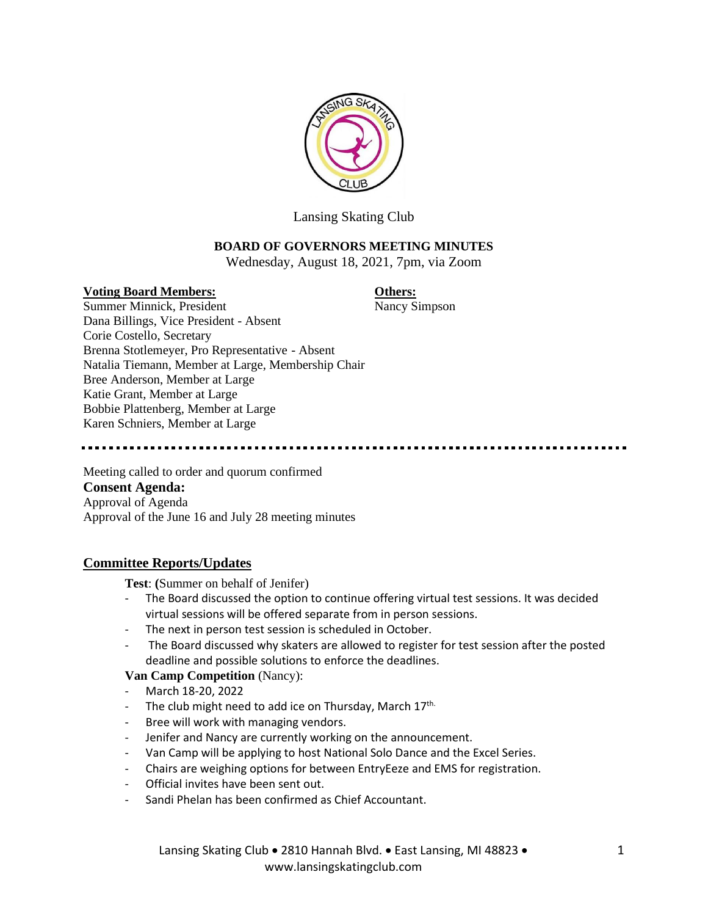Lansing Skating Club

**BOARD OF GOVERNORS MEETING MINUTES**

Wednesday, August 18, 2021, 7pm, via Zoom

**Voting Board Members:**
Summer Minnick, President
Dana Billings, Vice President - Absent
Corie Costello, Secretary
Brenna Stotlemeyer, Pro Representative - Absent
Natalia Tiemann, Member at Large, Membership Chair
Bree Anderson, Member at Large
Katie Grant, Member at Large
Bobbie Plattenberg, Member at Large
Karen Schniers, Member at Large

**Others:**
Nancy Simpson

---

Meeting called to order and quorum confirmed

**Consent Agenda:**

Approval of Agenda
Approval of the June 16 and July 28 meeting minutes

## Committee Reports/Updates

**Test**: **(**Summer on behalf of Jenifer)

- The Board discussed the option to continue offering virtual test sessions. It was decided virtual sessions will be offered separate from in person sessions.
- The next in person test session is scheduled in October.
- The Board discussed why skaters are allowed to register for test session after the posted deadline and possible solutions to enforce the deadlines.

**Van Camp Competition** (Nancy):

- March 18-20, 2022
- The club might need to add ice on Thursday, March 17th.
- Bree will work with managing vendors.
- Jenifer and Nancy are currently working on the announcement.
- Van Camp will be applying to host National Solo Dance and the Excel Series.
- Chairs are weighing options for between EntryEeze and EMS for registration.
- Official invites have been sent out.
- Sandi Phelan has been confirmed as Chief Accountant.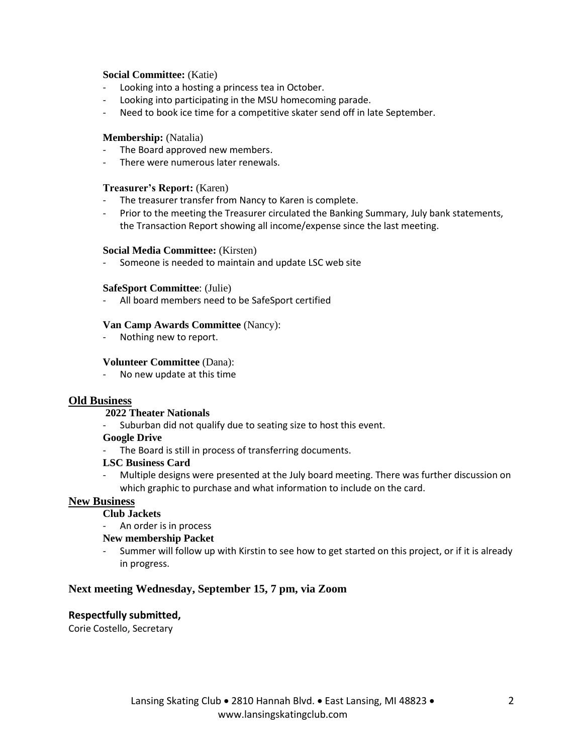**Social Committee:** (Katie)

- Looking into a hosting a princess tea in October.
- Looking into participating in the MSU homecoming parade.
- Need to book ice time for a competitive skater send off in late September.

**Membership:** (Natalia)

- The Board approved new members.
- There were numerous later renewals.

**Treasurer's Report:** (Karen)

- The treasurer transfer from Nancy to Karen is complete.
- Prior to the meeting the Treasurer circulated the Banking Summary, July bank statements, the Transaction Report showing all income/expense since the last meeting.

**Social Media Committee:** (Kirsten)

- Someone is needed to maintain and update LSC web site

**SafeSport Committee**: (Julie)

- All board members need to be SafeSport certified

**Van Camp Awards Committee** (Nancy):

- Nothing new to report.

**Volunteer Committee** (Dana):

- No new update at this time

## Old Business

**2022 Theater Nationals**

- Suburban did not qualify due to seating size to host this event.

**Google Drive**

- The Board is still in process of transferring documents.

**LSC Business Card**

- Multiple designs were presented at the July board meeting. There was further discussion on which graphic to purchase and what information to include on the card.

## New Business

**Club Jackets**

- An order is in process

**New membership Packet**

- Summer will follow up with Kirstin to see how to get started on this project, or if it is already in progress.

### Next meeting Wednesday, September 15, 7 pm, via Zoom

**Respectfully submitted,**

Corie Costello, Secretary

Lansing Skating Club • 2810 Hannah Blvd. • East Lansing, MI 48823 • www.lansingskatingclub.com